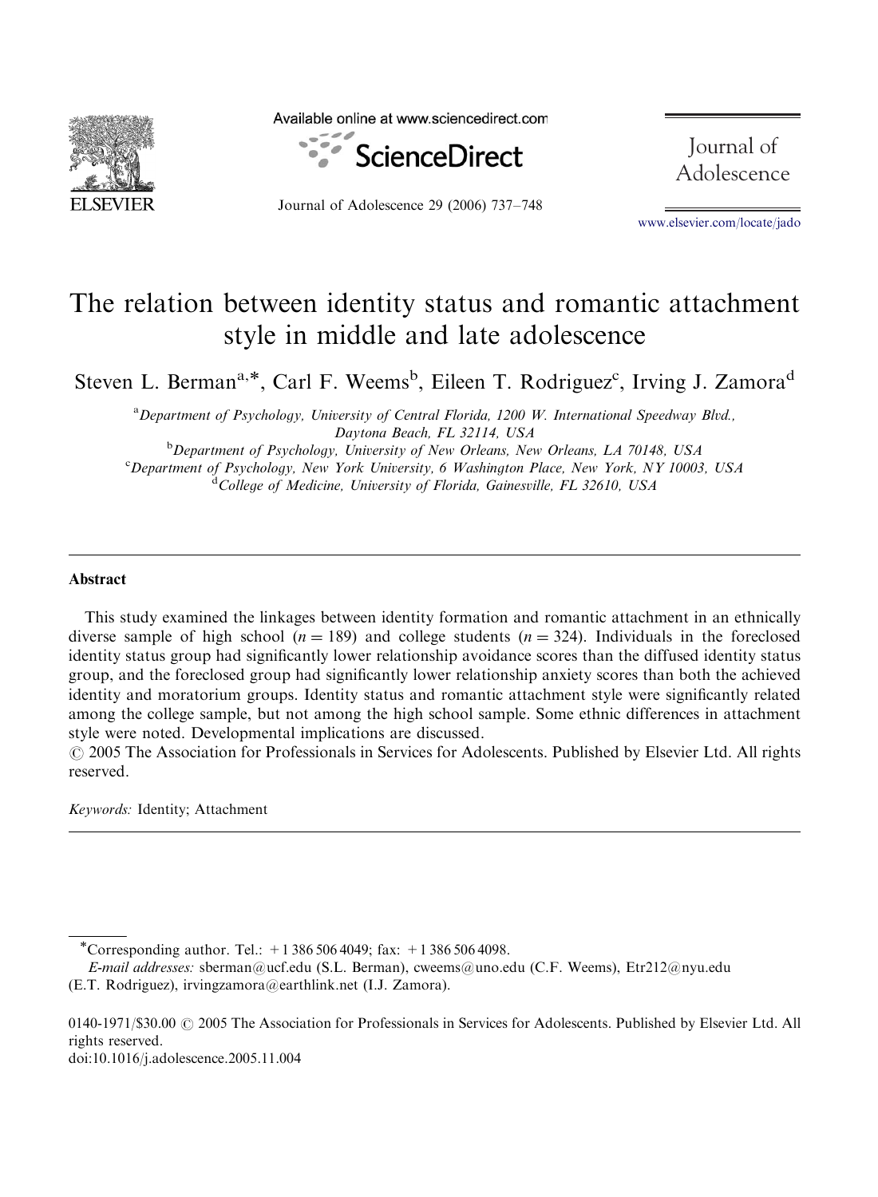# The relation between identity status and romantic attachment style in middle and late adolescence

Steven L. Berman[a,*], Carl F. Weems[b], Eileen T. Rodriguez[c], Irving J. Zamora[d]

[a]Department of Psychology, University of Central Florida, 1200 W. International Speedway Blvd., Daytona Beach, FL 32114, USA

[b]Department of Psychology, University of New Orleans, New Orleans, LA 70148, USA

[c]Department of Psychology, New York University, 6 Washington Place, New York, NY 10003, USA

[d]College of Medicine, University of Florida, Gainesville, FL 32610, USA

## Abstract

This study examined the linkages between identity formation and romantic attachment in an ethnically diverse sample of high school ($n = 189$) and college students ($n = 324$). Individuals in the foreclosed identity status group had significantly lower relationship avoidance scores than the diffused identity status group, and the foreclosed group had significantly lower relationship anxiety scores than both the achieved identity and moratorium groups. Identity status and romantic attachment style were significantly related among the college sample, but not among the high school sample. Some ethnic differences in attachment style were noted. Developmental implications are discussed.

© 2005 The Association for Professionals in Services for Adolescents. Published by Elsevier Ltd. All rights reserved.

*Keywords:* Identity; Attachment

---

*Corresponding author. Tel.: +1 386 506 4049; fax: +1 386 506 4098.

*E-mail addresses:* sberman@ucf.edu (S.L. Berman), cweems@uno.edu (C.F. Weems), Etr212@nyu.edu (E.T. Rodriguez), irvingzamora@earthlink.net (I.J. Zamora).

0140-1971/$30.00 © 2005 The Association for Professionals in Services for Adolescents. Published by Elsevier Ltd. All rights reserved.

doi:10.1016/j.adolescence.2005.11.004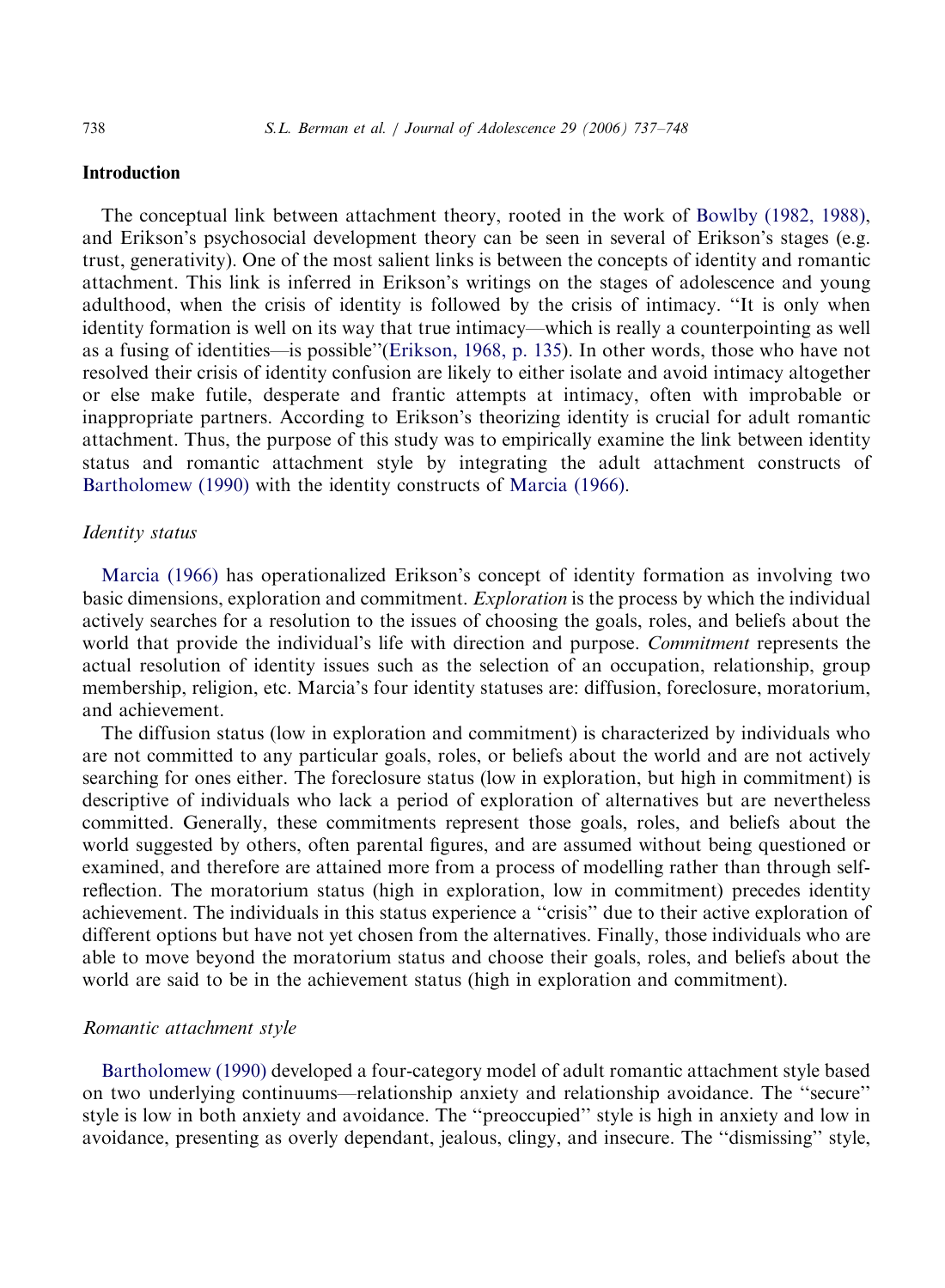## Introduction

The conceptual link between attachment theory, rooted in the work of Bowlby (1982, 1988), and Erikson's psychosocial development theory can be seen in several of Erikson's stages (e.g. trust, generativity). One of the most salient links is between the concepts of identity and romantic attachment. This link is inferred in Erikson's writings on the stages of adolescence and young adulthood, when the crisis of identity is followed by the crisis of intimacy. "It is only when identity formation is well on its way that true intimacy—which is really a counterpointing as well as a fusing of identities—is possible"(Erikson, 1968, p. 135). In other words, those who have not resolved their crisis of identity confusion are likely to either isolate and avoid intimacy altogether or else make futile, desperate and frantic attempts at intimacy, often with improbable or inappropriate partners. According to Erikson's theorizing identity is crucial for adult romantic attachment. Thus, the purpose of this study was to empirically examine the link between identity status and romantic attachment style by integrating the adult attachment constructs of Bartholomew (1990) with the identity constructs of Marcia (1966).

### *Identity status*

Marcia (1966) has operationalized Erikson's concept of identity formation as involving two basic dimensions, exploration and commitment. *Exploration* is the process by which the individual actively searches for a resolution to the issues of choosing the goals, roles, and beliefs about the world that provide the individual's life with direction and purpose. *Commitment* represents the actual resolution of identity issues such as the selection of an occupation, relationship, group membership, religion, etc. Marcia's four identity statuses are: diffusion, foreclosure, moratorium, and achievement.

The diffusion status (low in exploration and commitment) is characterized by individuals who are not committed to any particular goals, roles, or beliefs about the world and are not actively searching for ones either. The foreclosure status (low in exploration, but high in commitment) is descriptive of individuals who lack a period of exploration of alternatives but are nevertheless committed. Generally, these commitments represent those goals, roles, and beliefs about the world suggested by others, often parental figures, and are assumed without being questioned or examined, and therefore are attained more from a process of modelling rather than through self-reflection. The moratorium status (high in exploration, low in commitment) precedes identity achievement. The individuals in this status experience a "crisis" due to their active exploration of different options but have not yet chosen from the alternatives. Finally, those individuals who are able to move beyond the moratorium status and choose their goals, roles, and beliefs about the world are said to be in the achievement status (high in exploration and commitment).

### *Romantic attachment style*

Bartholomew (1990) developed a four-category model of adult romantic attachment style based on two underlying continuums—relationship anxiety and relationship avoidance. The "secure" style is low in both anxiety and avoidance. The "preoccupied" style is high in anxiety and low in avoidance, presenting as overly dependant, jealous, clingy, and insecure. The "dismissing" style,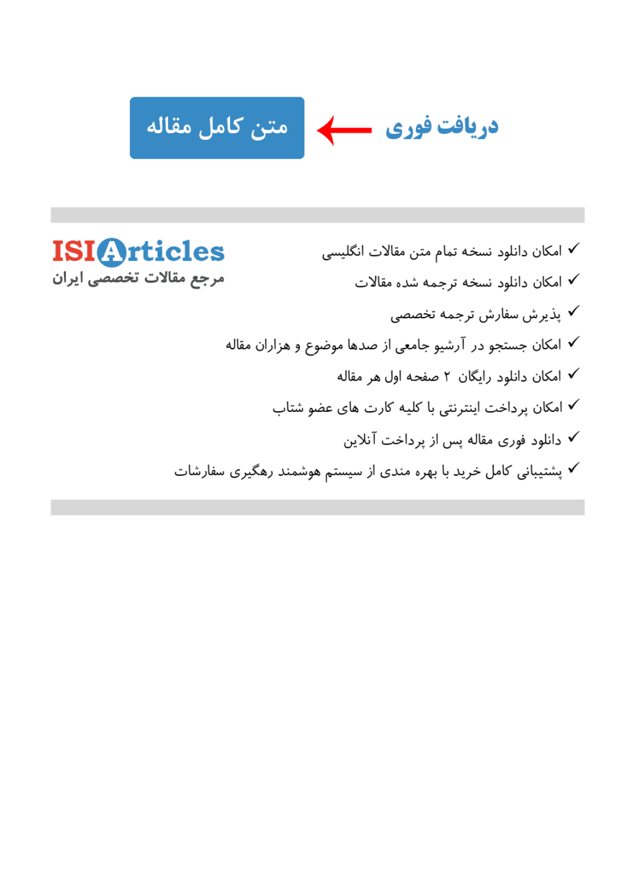دریافت فوری ← متن کامل مقاله

**ISIArticles**
مرجع مقالات تخصصی ایران

- ✓ امکان دانلود نسخه تمام متن مقالات انگلیسی
- ✓ امکان دانلود نسخه ترجمه شده مقالات
- ✓ پذیرش سفارش ترجمه تخصصی
- ✓ امکان جستجو در آرشیو جامعی از صدها موضوع و هزاران مقاله
- ✓ امکان دانلود رایگان ۲ صفحه اول هر مقاله
- ✓ امکان پرداخت اینترنتی با کلیه کارت های عضو شتاب
- ✓ دانلود فوری مقاله پس از پرداخت آنلاین
- ✓ پشتیبانی کامل خرید با بهره مندی از سیستم هوشمند رهگیری سفارشات